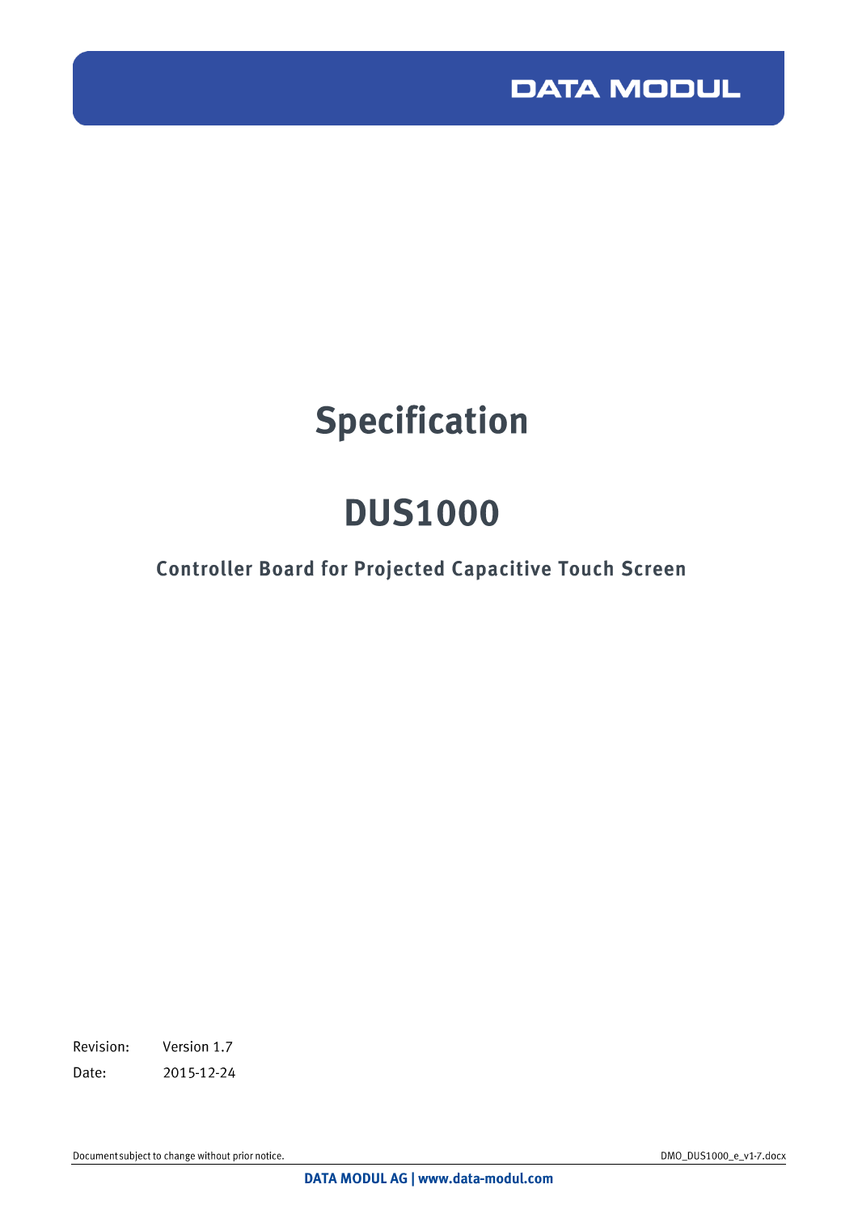DATA MODUL

# Specification

# DUS1000

## Controller Board for Projected Capacitive Touch Screen

Revision: Version 1.7

Date: 2015-12-24

Document subject to change without prior notice.

DMO_DUS1000_e_v1-7.docx

DATA MODUL AG | www.data-modul.com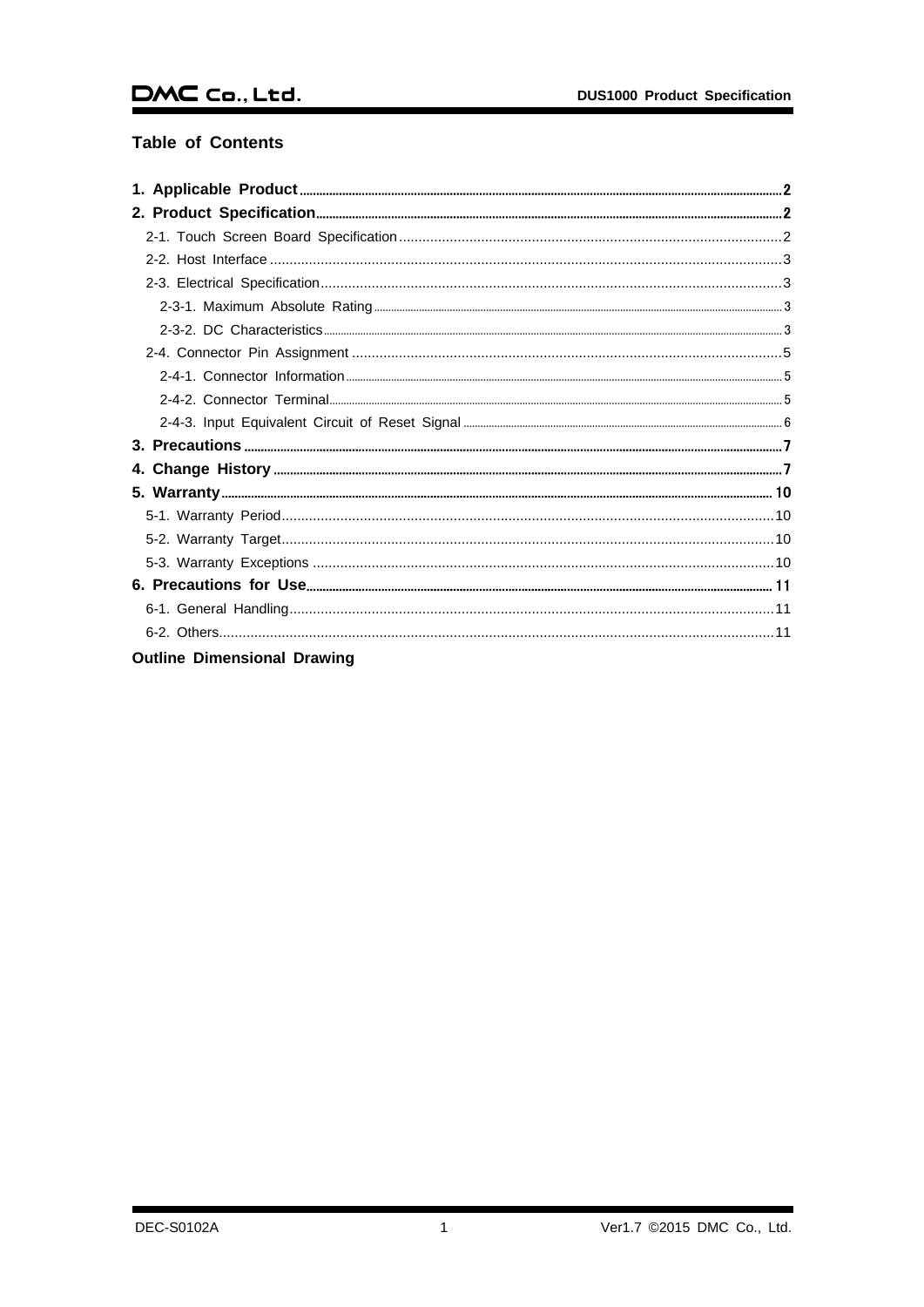## Table of Contents

- **1. Applicable Product** ........ **2**
- **2. Product Specification** ........ **2**
  - 2-1. Touch Screen Board Specification ........ 2
  - 2-2. Host Interface ........ 3
  - 2-3. Electrical Specification ........ 3
    - 2-3-1. Maximum Absolute Rating ........ 3
    - 2-3-2. DC Characteristics ........ 3
  - 2-4. Connector Pin Assignment ........ 5
    - 2-4-1. Connector Information ........ 5
    - 2-4-2. Connector Terminal ........ 5
    - 2-4-3. Input Equivalent Circuit of Reset Signal ........ 6
- **3. Precautions** ........ **7**
- **4. Change History** ........ **7**
- **5. Warranty** ........ **10**
  - 5-1. Warranty Period ........ 10
  - 5-2. Warranty Target ........ 10
  - 5-3. Warranty Exceptions ........ 10
- **6. Precautions for Use** ........ **11**
  - 6-1. General Handling ........ 11
  - 6-2. Others ........ 11
- **Outline Dimensional Drawing**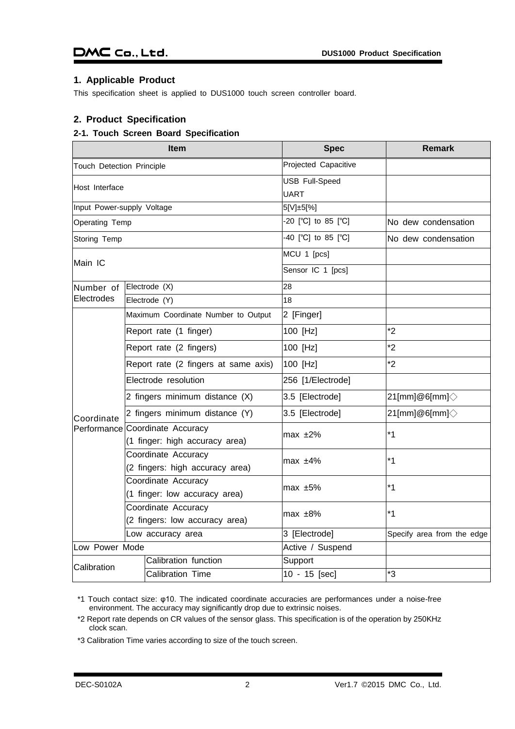## 1. Applicable Product

This specification sheet is applied to DUS1000 touch screen controller board.

## 2. Product Specification

### 2-1. Touch Screen Board Specification

| Item | | Spec | Remark |
|---|---|---|---|
| Touch Detection Principle | | Projected Capacitive | |
| Host Interface | | USB Full-Speed<br>UART | |
| Input Power-supply Voltage | | 5[V]±5[%] | |
| Operating Temp | | -20 [℃] to 85 [℃] | No dew condensation |
| Storing Temp | | -40 [℃] to 85 [℃] | No dew condensation |
| Main IC | | MCU 1 [pcs] | |
| | | Sensor IC 1 [pcs] | |
| Number of Electrodes | Electrode (X) | 28 | |
| | Electrode (Y) | 18 | |
| Coordinate Performance | Maximum Coordinate Number to Output | 2 [Finger] | |
| | Report rate (1 finger) | 100 [Hz] | *2 |
| | Report rate (2 fingers) | 100 [Hz] | *2 |
| | Report rate (2 fingers at same axis) | 100 [Hz] | *2 |
| | Electrode resolution | 256 [1/Electrode] | |
| | 2 fingers minimum distance (X) | 3.5 [Electrode] | 21[mm]@6[mm]◇ |
| | 2 fingers minimum distance (Y) | 3.5 [Electrode] | 21[mm]@6[mm]◇ |
| | Coordinate Accuracy (1 finger: high accuracy area) | max ±2% | *1 |
| | Coordinate Accuracy (2 fingers: high accuracy area) | max ±4% | *1 |
| | Coordinate Accuracy (1 finger: low accuracy area) | max ±5% | *1 |
| | Coordinate Accuracy (2 fingers: low accuracy area) | max ±8% | *1 |
| | Low accuracy area | 3 [Electrode] | Specify area from the edge |
| Low Power Mode | | Active / Suspend | |
| Calibration | Calibration function | Support | |
| | Calibration Time | 10 - 15 [sec] | *3 |

*1 Touch contact size: φ10. The indicated coordinate accuracies are performances under a noise-free environment. The accuracy may significantly drop due to extrinsic noises.

*2 Report rate depends on CR values of the sensor glass. This specification is of the operation by 250KHz clock scan.

*3 Calibration Time varies according to size of the touch screen.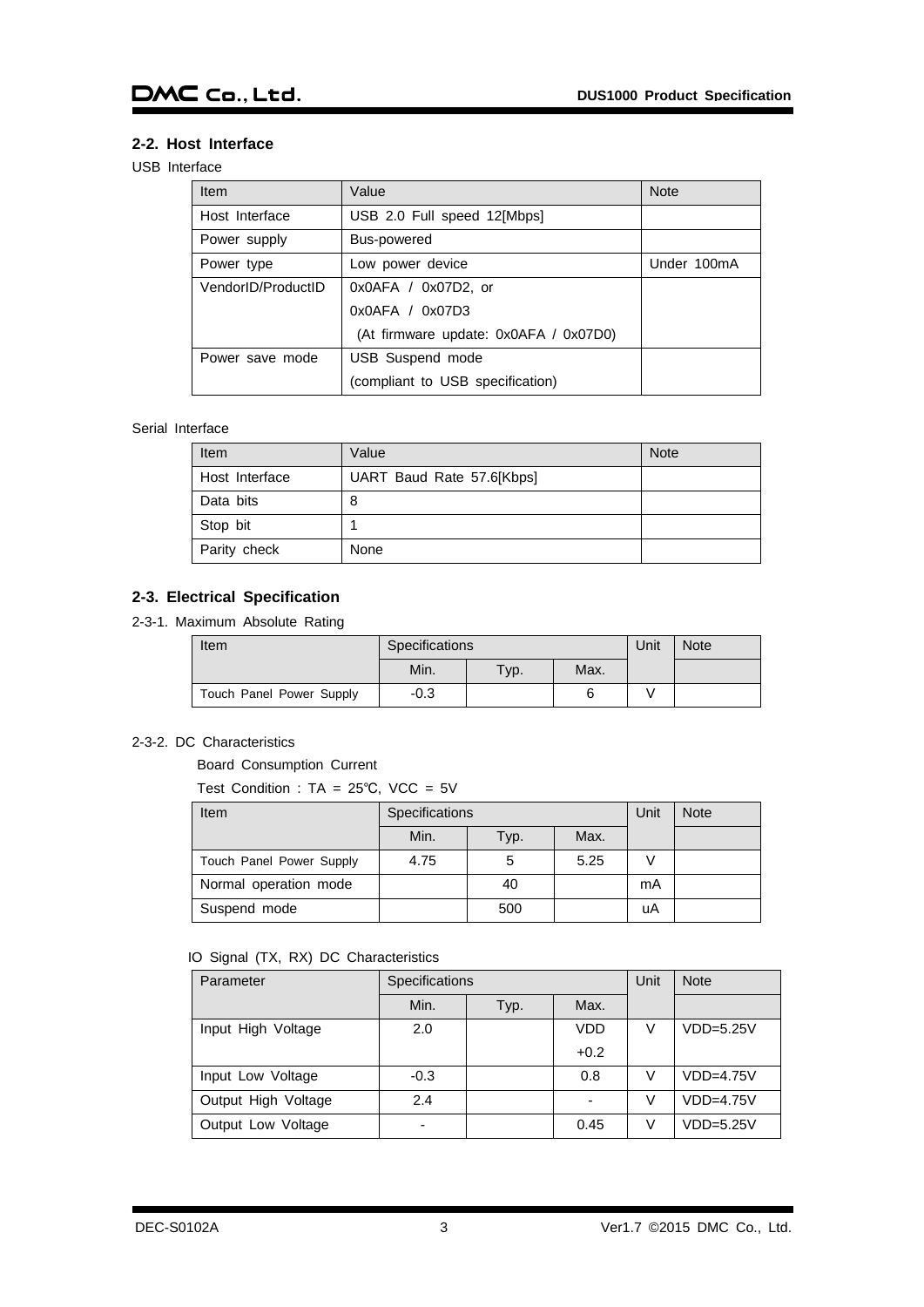## 2-2. Host Interface

USB Interface

| Item | Value | Note |
|---|---|---|
| Host Interface | USB 2.0 Full speed 12[Mbps] | |
| Power supply | Bus-powered | |
| Power type | Low power device | Under 100mA |
| VendorID/ProductID | 0x0AFA / 0x07D2, or<br>0x0AFA / 0x07D3<br>(At firmware update: 0x0AFA / 0x07D0) | |
| Power save mode | USB Suspend mode<br>(compliant to USB specification) | |

Serial Interface

| Item | Value | Note |
|---|---|---|
| Host Interface | UART Baud Rate 57.6[Kbps] | |
| Data bits | 8 | |
| Stop bit | 1 | |
| Parity check | None | |

## 2-3. Electrical Specification

2-3-1. Maximum Absolute Rating

| Item | Specifications | | | Unit | Note |
|---|---|---|---|---|---|
| | Min. | Typ. | Max. | | |
| Touch Panel Power Supply | -0.3 | | 6 | V | |

2-3-2. DC Characteristics

Board Consumption Current

Test Condition : TA = 25℃, VCC = 5V

| Item | Specifications | | | Unit | Note |
|---|---|---|---|---|---|
| | Min. | Typ. | Max. | | |
| Touch Panel Power Supply | 4.75 | 5 | 5.25 | V | |
| Normal operation mode | | 40 | | mA | |
| Suspend mode | | 500 | | uA | |

IO Signal (TX, RX) DC Characteristics

| Parameter | Specifications | | | Unit | Note |
|---|---|---|---|---|---|
| | Min. | Typ. | Max. | | |
| Input High Voltage | 2.0 | | VDD +0.2 | V | VDD=5.25V |
| Input Low Voltage | -0.3 | | 0.8 | V | VDD=4.75V |
| Output High Voltage | 2.4 | | - | V | VDD=4.75V |
| Output Low Voltage | - | | 0.45 | V | VDD=5.25V |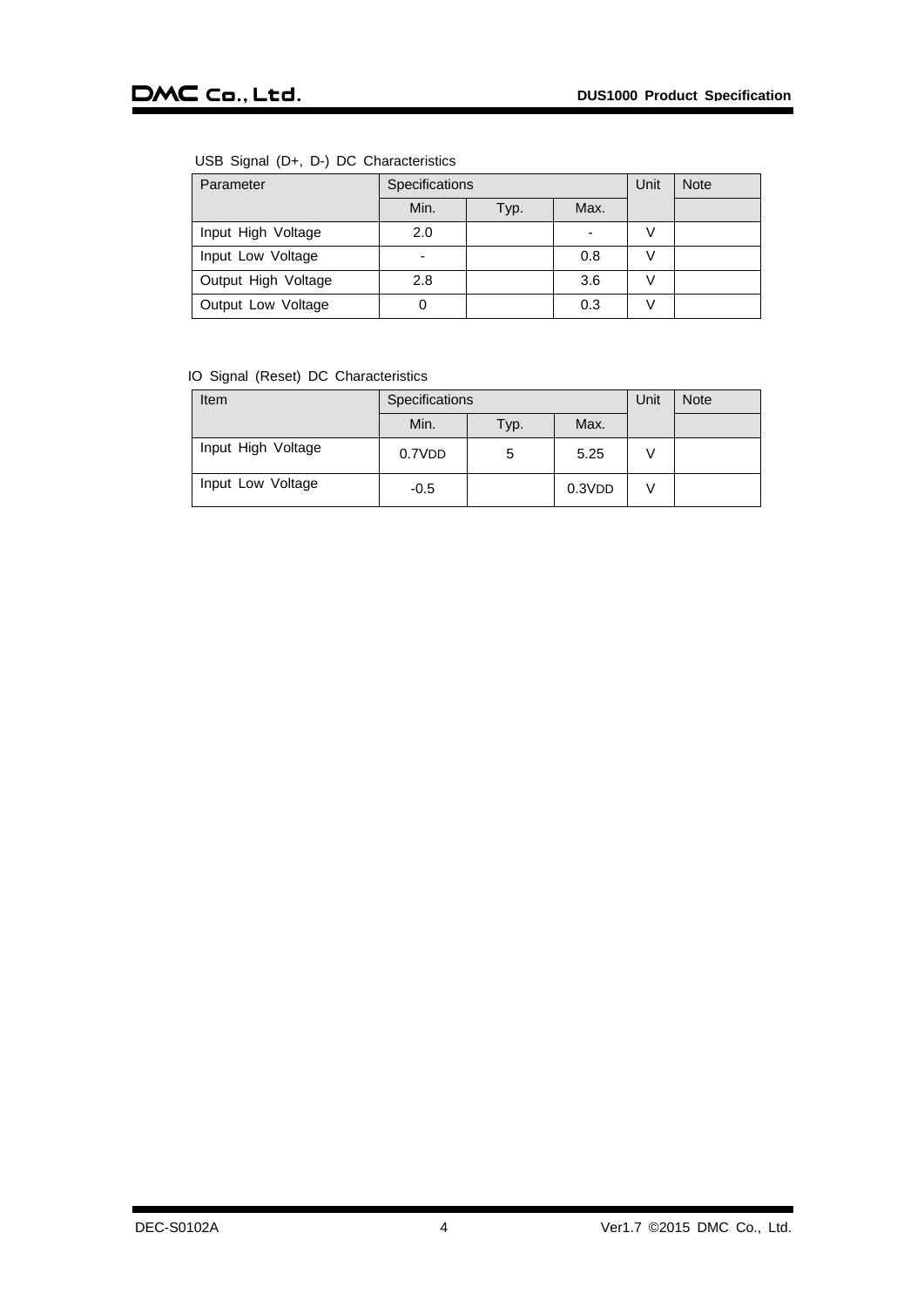USB Signal (D+, D-) DC Characteristics

| Parameter | Specifications | | | Unit | Note |
|---|---|---|---|---|---|
| | Min. | Typ. | Max. | | |
| Input High Voltage | 2.0 | | - | V | |
| Input Low Voltage | - | | 0.8 | V | |
| Output High Voltage | 2.8 | | 3.6 | V | |
| Output Low Voltage | 0 | | 0.3 | V | |

IO Signal (Reset) DC Characteristics

| Item | Specifications | | | Unit | Note |
|---|---|---|---|---|---|
| | Min. | Typ. | Max. | | |
| Input High Voltage | 0.7VDD | 5 | 5.25 | V | |
| Input Low Voltage | -0.5 | | 0.3VDD | V | |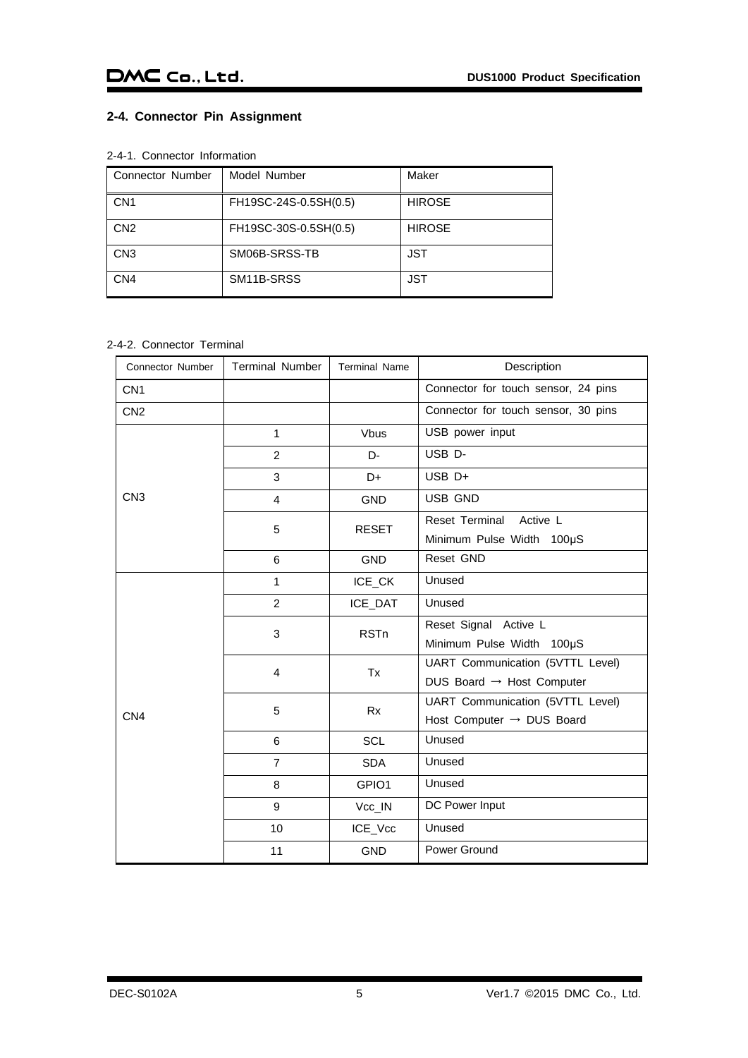## 2-4. Connector Pin Assignment

2-4-1. Connector Information

| Connector Number | Model Number | Maker |
|---|---|---|
| CN1 | FH19SC-24S-0.5SH(0.5) | HIROSE |
| CN2 | FH19SC-30S-0.5SH(0.5) | HIROSE |
| CN3 | SM06B-SRSS-TB | JST |
| CN4 | SM11B-SRSS | JST |

2-4-2. Connector Terminal

| Connector Number | Terminal Number | Terminal Name | Description |
|---|---|---|---|
| CN1 | | | Connector for touch sensor, 24 pins |
| CN2 | | | Connector for touch sensor, 30 pins |
| CN3 | 1 | Vbus | USB power input |
| | 2 | D- | USB D- |
| | 3 | D+ | USB D+ |
| | 4 | GND | USB GND |
| | 5 | RESET | Reset Terminal Active L<br>Minimum Pulse Width 100μS |
| | 6 | GND | Reset GND |
| CN4 | 1 | ICE_CK | Unused |
| | 2 | ICE_DAT | Unused |
| | 3 | RSTn | Reset Signal Active L<br>Minimum Pulse Width 100μS |
| | 4 | Tx | UART Communication (5VTTL Level)<br>DUS Board → Host Computer |
| | 5 | Rx | UART Communication (5VTTL Level)<br>Host Computer → DUS Board |
| | 6 | SCL | Unused |
| | 7 | SDA | Unused |
| | 8 | GPIO1 | Unused |
| | 9 | Vcc_IN | DC Power Input |
| | 10 | ICE_Vcc | Unused |
| | 11 | GND | Power Ground |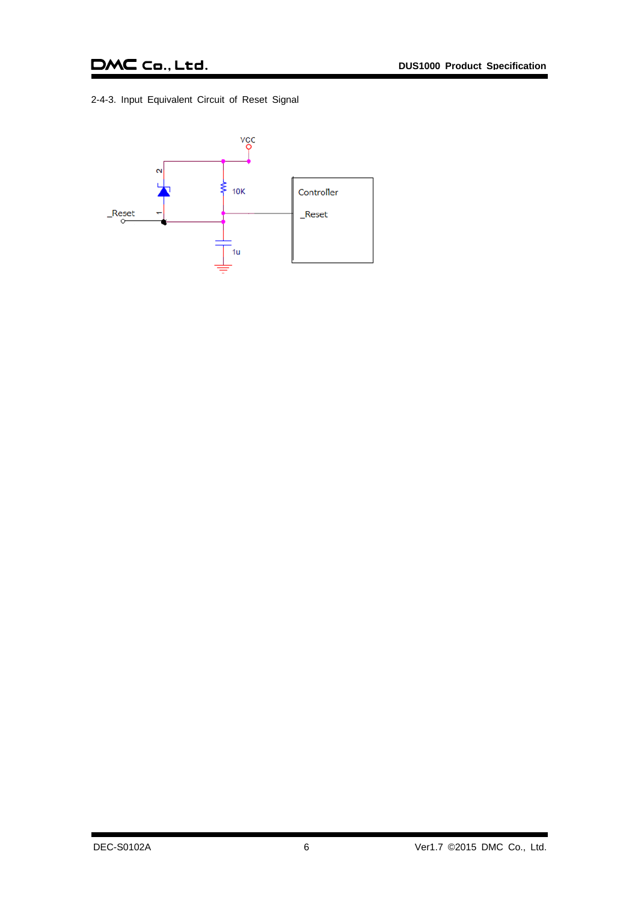2-4-3. Input Equivalent Circuit of Reset Signal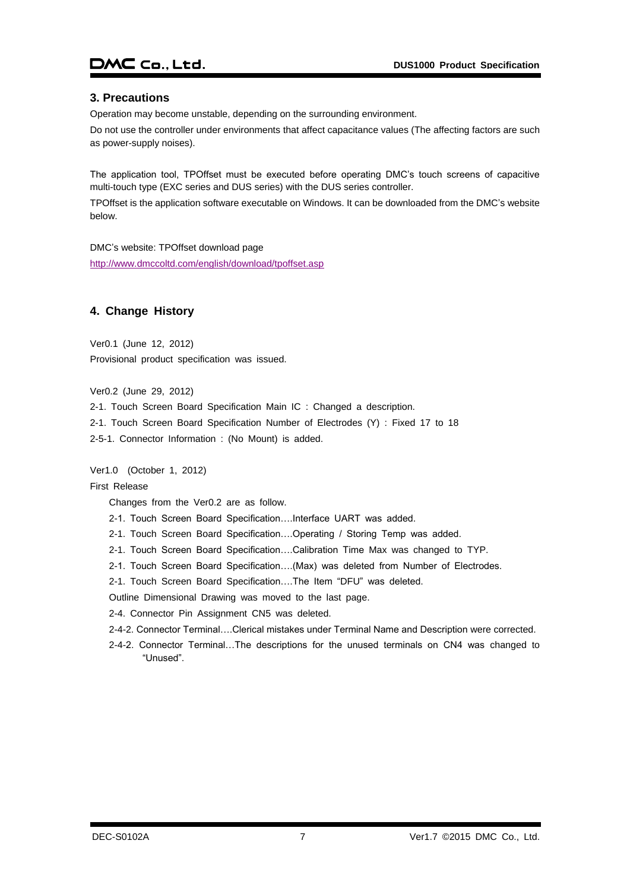## 3. Precautions

Operation may become unstable, depending on the surrounding environment.

Do not use the controller under environments that affect capacitance values (The affecting factors are such as power-supply noises).

The application tool, TPOffset must be executed before operating DMC's touch screens of capacitive multi-touch type (EXC series and DUS series) with the DUS series controller.

TPOffset is the application software executable on Windows. It can be downloaded from the DMC's website below.

DMC's website: TPOffset download page

http://www.dmccoltd.com/english/download/tpoffset.asp

## 4. Change History

Ver0.1 (June 12, 2012)

Provisional product specification was issued.

Ver0.2 (June 29, 2012)

2-1. Touch Screen Board Specification Main IC : Changed a description.

2-1. Touch Screen Board Specification Number of Electrodes (Y) : Fixed 17 to 18

2-5-1. Connector Information : (No Mount) is added.

Ver1.0 (October 1, 2012)

First Release

Changes from the Ver0.2 are as follow.

- 2-1. Touch Screen Board Specification….Interface UART was added.
- 2-1. Touch Screen Board Specification….Operating / Storing Temp was added.
- 2-1. Touch Screen Board Specification….Calibration Time Max was changed to TYP.
- 2-1. Touch Screen Board Specification….(Max) was deleted from Number of Electrodes.
- 2-1. Touch Screen Board Specification….The Item "DFU" was deleted.
- Outline Dimensional Drawing was moved to the last page.
- 2-4. Connector Pin Assignment CN5 was deleted.
- 2-4-2. Connector Terminal….Clerical mistakes under Terminal Name and Description were corrected.
- 2-4-2. Connector Terminal…The descriptions for the unused terminals on CN4 was changed to "Unused".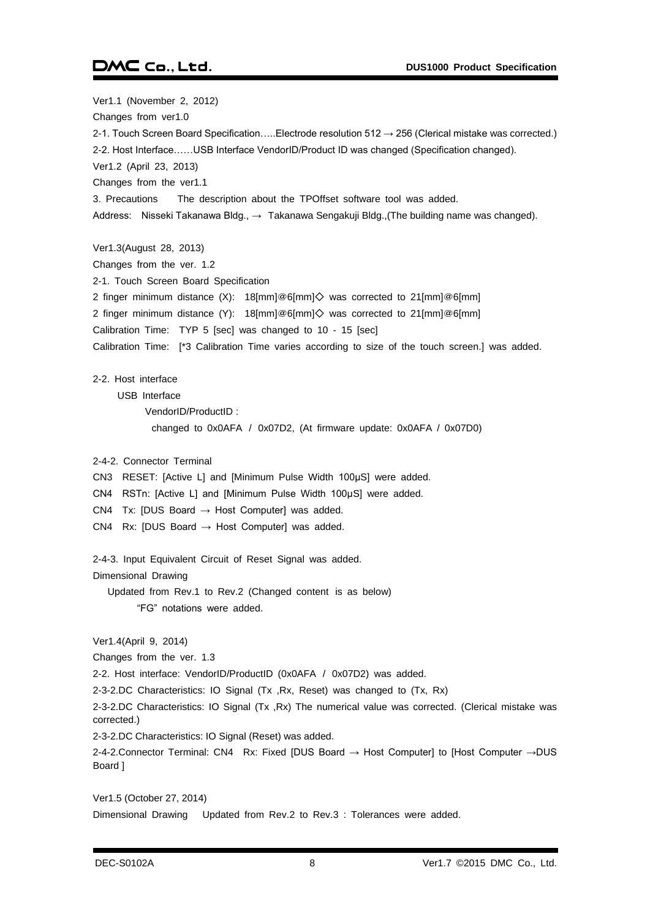Ver1.1 (November 2, 2012)

Changes from ver1.0

2-1. Touch Screen Board Specification…..Electrode resolution 512 → 256 (Clerical mistake was corrected.)

2-2. Host Interface……USB Interface VendorID/Product ID was changed (Specification changed).

Ver1.2 (April 23, 2013)

Changes from the ver1.1

3. Precautions  The description about the TPOffset software tool was added.

Address: Nisseki Takanawa Bldg., → Takanawa Sengakuji Bldg.,(The building name was changed).

Ver1.3(August 28, 2013)

Changes from the ver. 1.2

2-1. Touch Screen Board Specification

2 finger minimum distance (X): 18[mm]@6[mm]◇ was corrected to 21[mm]@6[mm]

2 finger minimum distance (Y): 18[mm]@6[mm]◇ was corrected to 21[mm]@6[mm]

Calibration Time: TYP 5 [sec] was changed to 10 - 15 [sec]

Calibration Time: [*3 Calibration Time varies according to size of the touch screen.] was added.

2-2. Host interface

USB Interface

VendorID/ProductID :

changed to 0x0AFA / 0x07D2, (At firmware update: 0x0AFA / 0x07D0)

2-4-2. Connector Terminal

CN3 RESET: [Active L] and [Minimum Pulse Width 100μS] were added.

CN4 RSTn: [Active L] and [Minimum Pulse Width 100μS] were added.

CN4 Tx: [DUS Board → Host Computer] was added.

CN4 Rx: [DUS Board → Host Computer] was added.

2-4-3. Input Equivalent Circuit of Reset Signal was added.

Dimensional Drawing

Updated from Rev.1 to Rev.2 (Changed content is as below)

"FG" notations were added.

Ver1.4(April 9, 2014)

Changes from the ver. 1.3

2-2. Host interface: VendorID/ProductID (0x0AFA / 0x07D2) was added.

2-3-2.DC Characteristics: IO Signal (Tx ,Rx, Reset) was changed to (Tx, Rx)

2-3-2.DC Characteristics: IO Signal (Tx ,Rx) The numerical value was corrected. (Clerical mistake was corrected.)

2-3-2.DC Characteristics: IO Signal (Reset) was added.

2-4-2.Connector Terminal: CN4 Rx: Fixed [DUS Board → Host Computer] to [Host Computer →DUS Board ]

Ver1.5 (October 27, 2014)

Dimensional Drawing  Updated from Rev.2 to Rev.3 : Tolerances were added.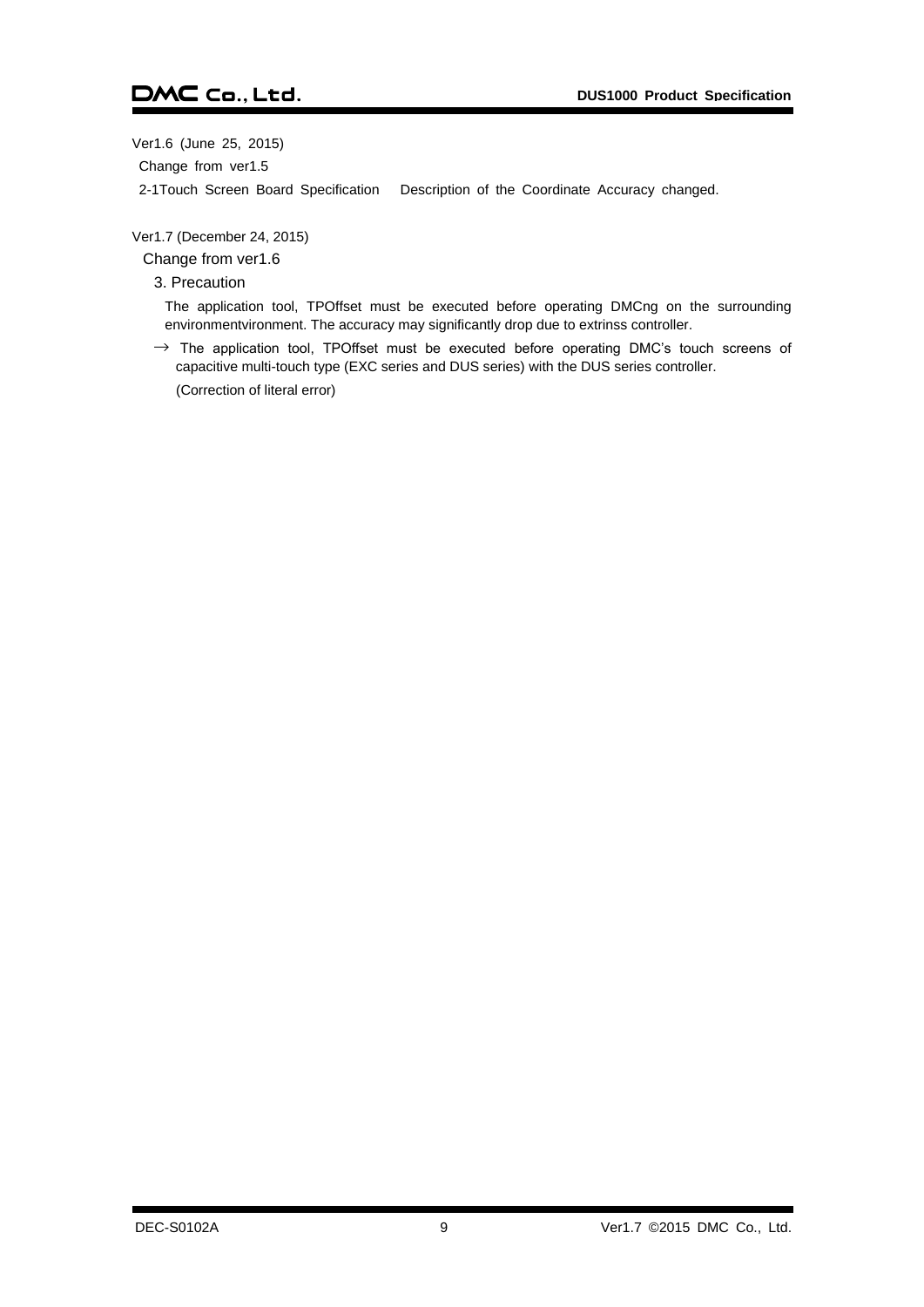Ver1.6 (June 25, 2015)

Change from ver1.5

2-1Touch Screen Board Specification　Description of the Coordinate Accuracy changed.

Ver1.7 (December 24, 2015)

Change from ver1.6

3. Precaution

The application tool, TPOffset must be executed before operating DMCng on the surrounding environmentvironment. The accuracy may significantly drop due to extrinss controller.

→ The application tool, TPOffset must be executed before operating DMC's touch screens of capacitive multi-touch type (EXC series and DUS series) with the DUS series controller.

(Correction of literal error)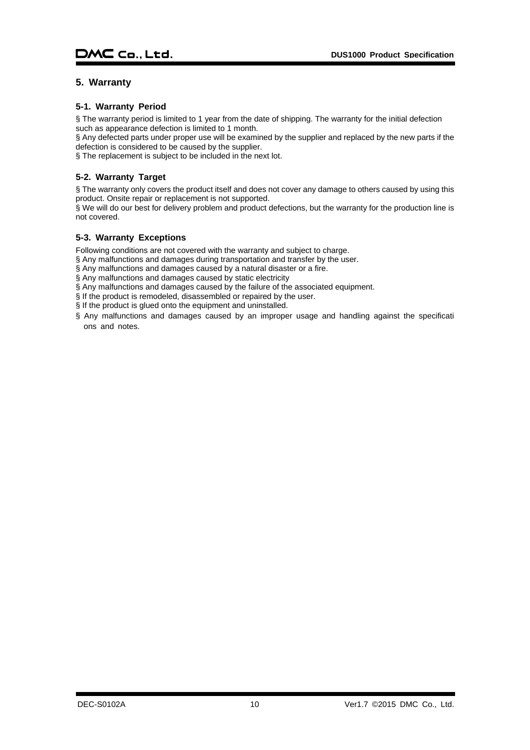## 5. Warranty

### 5-1. Warranty Period

§ The warranty period is limited to 1 year from the date of shipping. The warranty for the initial defection such as appearance defection is limited to 1 month.
§ Any defected parts under proper use will be examined by the supplier and replaced by the new parts if the defection is considered to be caused by the supplier.
§ The replacement is subject to be included in the next lot.

### 5-2. Warranty Target

§ The warranty only covers the product itself and does not cover any damage to others caused by using this product. Onsite repair or replacement is not supported.
§ We will do our best for delivery problem and product defections, but the warranty for the production line is not covered.

### 5-3. Warranty Exceptions

Following conditions are not covered with the warranty and subject to charge.
§ Any malfunctions and damages during transportation and transfer by the user.
§ Any malfunctions and damages caused by a natural disaster or a fire.
§ Any malfunctions and damages caused by static electricity
§ Any malfunctions and damages caused by the failure of the associated equipment.
§ If the product is remodeled, disassembled or repaired by the user.
§ If the product is glued onto the equipment and uninstalled.
§ Any malfunctions and damages caused by an improper usage and handling against the specifications and notes.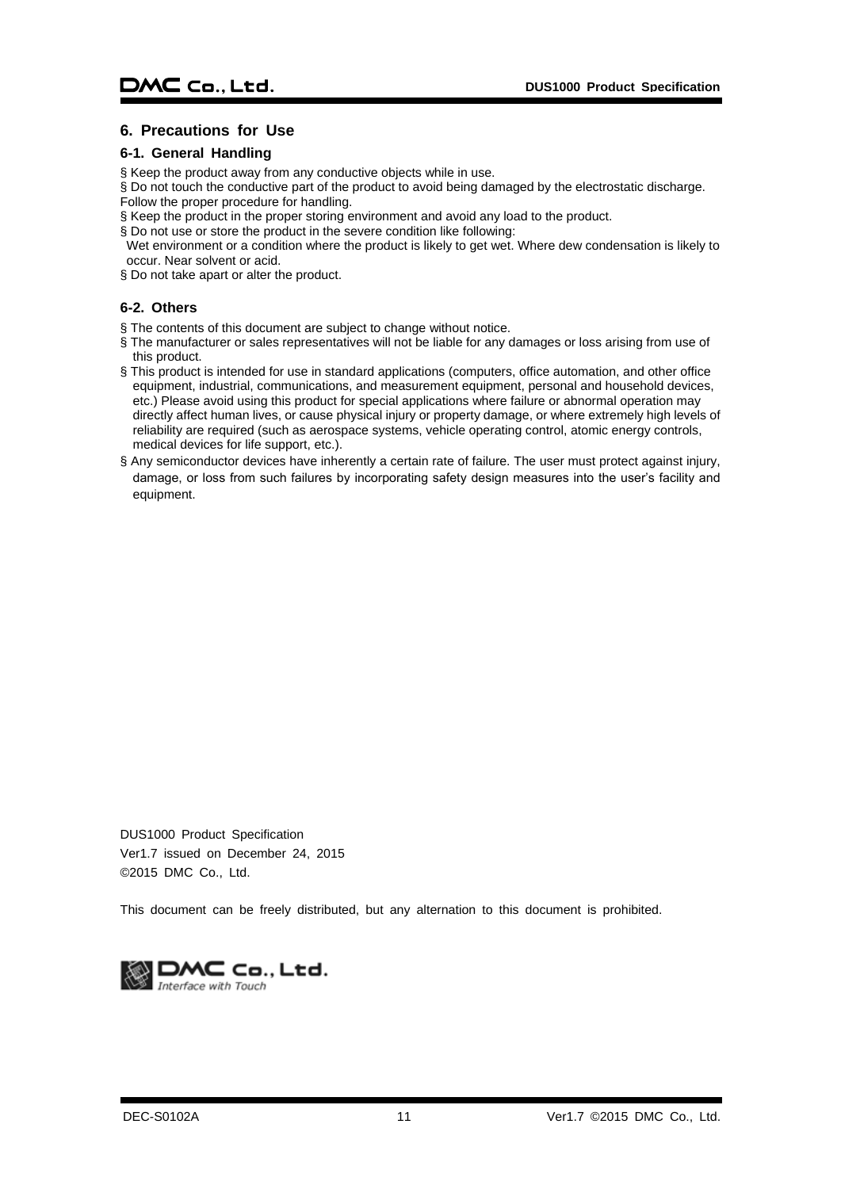## 6. Precautions for Use

### 6-1. General Handling

§ Keep the product away from any conductive objects while in use.

§ Do not touch the conductive part of the product to avoid being damaged by the electrostatic discharge. Follow the proper procedure for handling.

§ Keep the product in the proper storing environment and avoid any load to the product.

§ Do not use or store the product in the severe condition like following:
Wet environment or a condition where the product is likely to get wet. Where dew condensation is likely to occur. Near solvent or acid.

§ Do not take apart or alter the product.

### 6-2. Others

§ The contents of this document are subject to change without notice.

§ The manufacturer or sales representatives will not be liable for any damages or loss arising from use of this product.

§ This product is intended for use in standard applications (computers, office automation, and other office equipment, industrial, communications, and measurement equipment, personal and household devices, etc.) Please avoid using this product for special applications where failure or abnormal operation may directly affect human lives, or cause physical injury or property damage, or where extremely high levels of reliability are required (such as aerospace systems, vehicle operating control, atomic energy controls, medical devices for life support, etc.).

§ Any semiconductor devices have inherently a certain rate of failure. The user must protect against injury, damage, or loss from such failures by incorporating safety design measures into the user's facility and equipment.

DUS1000 Product Specification
Ver1.7 issued on December 24, 2015
©2015 DMC Co., Ltd.

This document can be freely distributed, but any alternation to this document is prohibited.

DMC Co., Ltd.
*Interface with Touch*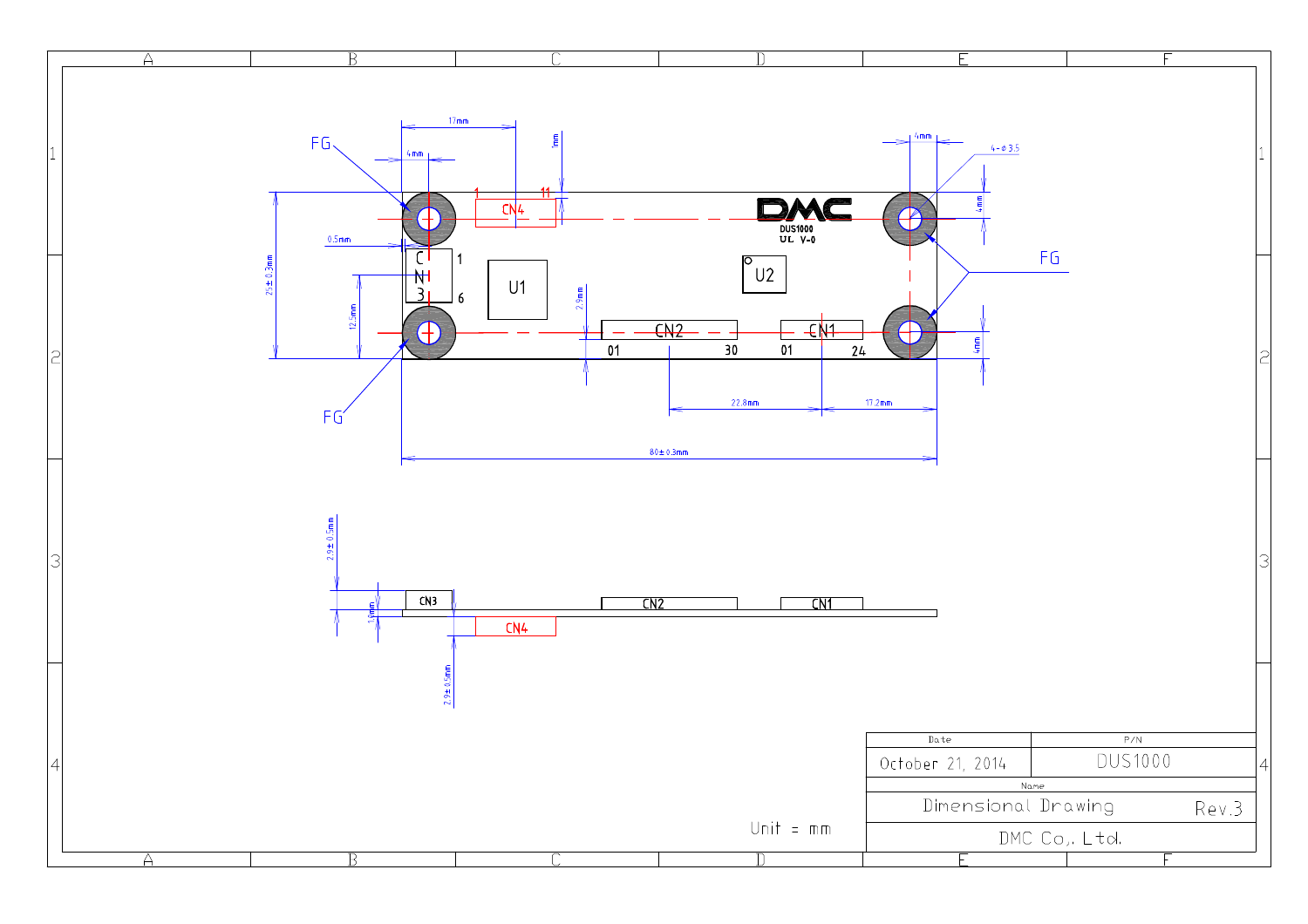FG

17mm

4mm

1mm

4mm

4-φ3.5

1 CN4 11

DMC

DUS1000

UL V-0

4mm

0.5mm

CN3 1 6

U1

U2

FG

25±0.3mm

12.5mm

2.9mm

CN2 01 30

CN1 01 24

4mm

FG

22.8mm

17.2mm

80±0.3mm

2.9±0.5mm

CN3

CN2

CN1

1.6mm

CN4

2.9±0.5mm

Unit = mm

| Date | P/N |
|---|---|
| October 21, 2014 | DUS1000 |
| Name | |
| Dimensional Drawing | Rev.3 |
| DMC Co., Ltd. | |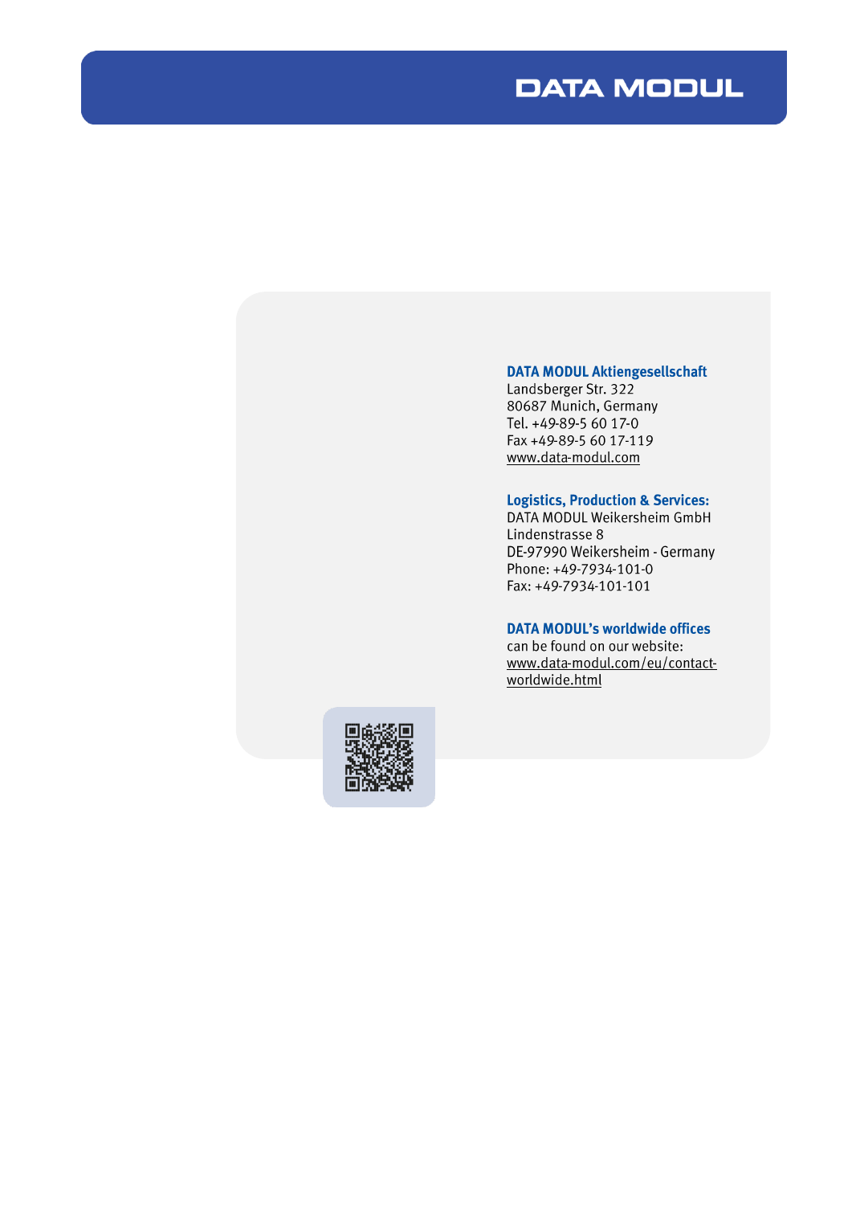DATA MODUL

**DATA MODUL Aktiengesellschaft**
Landsberger Str. 322
80687 Munich, Germany
Tel. +49-89-5 60 17-0
Fax +49-89-5 60 17-119
www.data-modul.com

**Logistics, Production & Services:**
DATA MODUL Weikersheim GmbH
Lindenstrasse 8
DE-97990 Weikersheim - Germany
Phone: +49-7934-101-0
Fax: +49-7934-101-101

**DATA MODUL's worldwide offices**
can be found on our website:
www.data-modul.com/eu/contact-worldwide.html